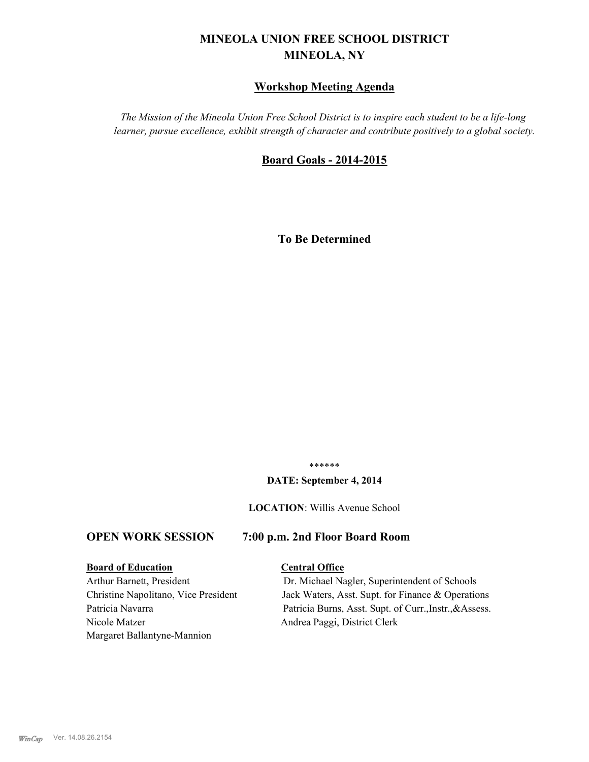# MINEOLA UNION FREE SCHOOL DISTRICT
# MINEOLA, NY

## Workshop Meeting Agenda

*The Mission of the Mineola Union Free School District is to inspire each student to be a life-long learner, pursue excellence, exhibit strength of character and contribute positively to a global society.*

## Board Goals - 2014-2015

**To Be Determined**

******

**DATE: September 4, 2014**

**LOCATION**: Willis Avenue School

### OPEN WORK SESSION 7:00 p.m. 2nd Floor Board Room

**Board of Education**

Arthur Barnett, President
Christine Napolitano, Vice President
Patricia Navarra
Nicole Matzer
Margaret Ballantyne-Mannion

**Central Office**

Dr. Michael Nagler, Superintendent of Schools
Jack Waters, Asst. Supt. for Finance & Operations
Patricia Burns, Asst. Supt. of Curr.,Instr.,&Assess.
Andrea Paggi, District Clerk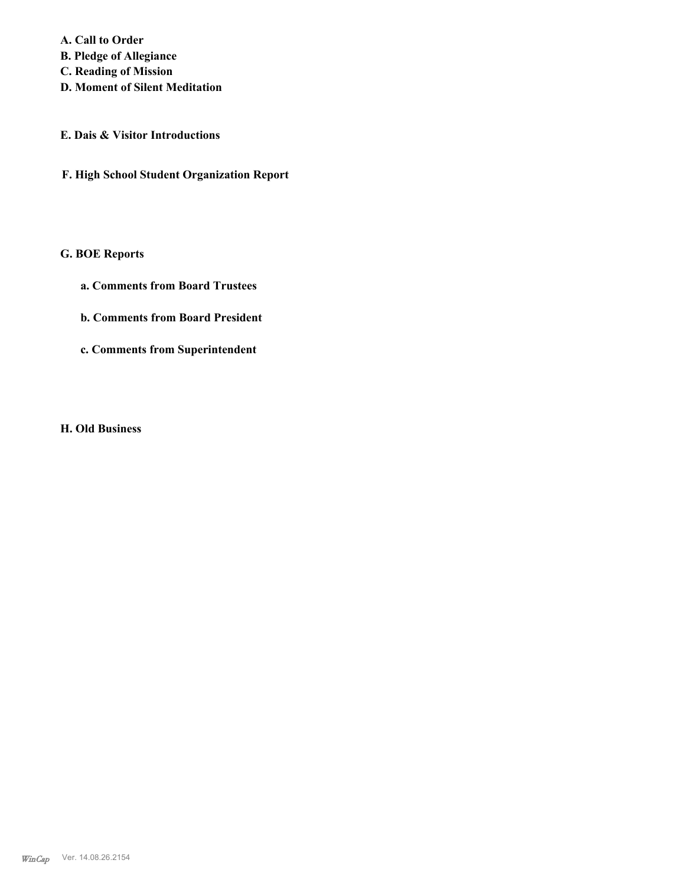**A. Call to Order**
**B. Pledge of Allegiance**
**C. Reading of Mission**
**D. Moment of Silent Meditation**

**E. Dais & Visitor Introductions**

**F. High School Student Organization Report**

**G. BOE Reports**

**a. Comments from Board Trustees**

**b. Comments from Board President**

**c. Comments from Superintendent**

**H. Old Business**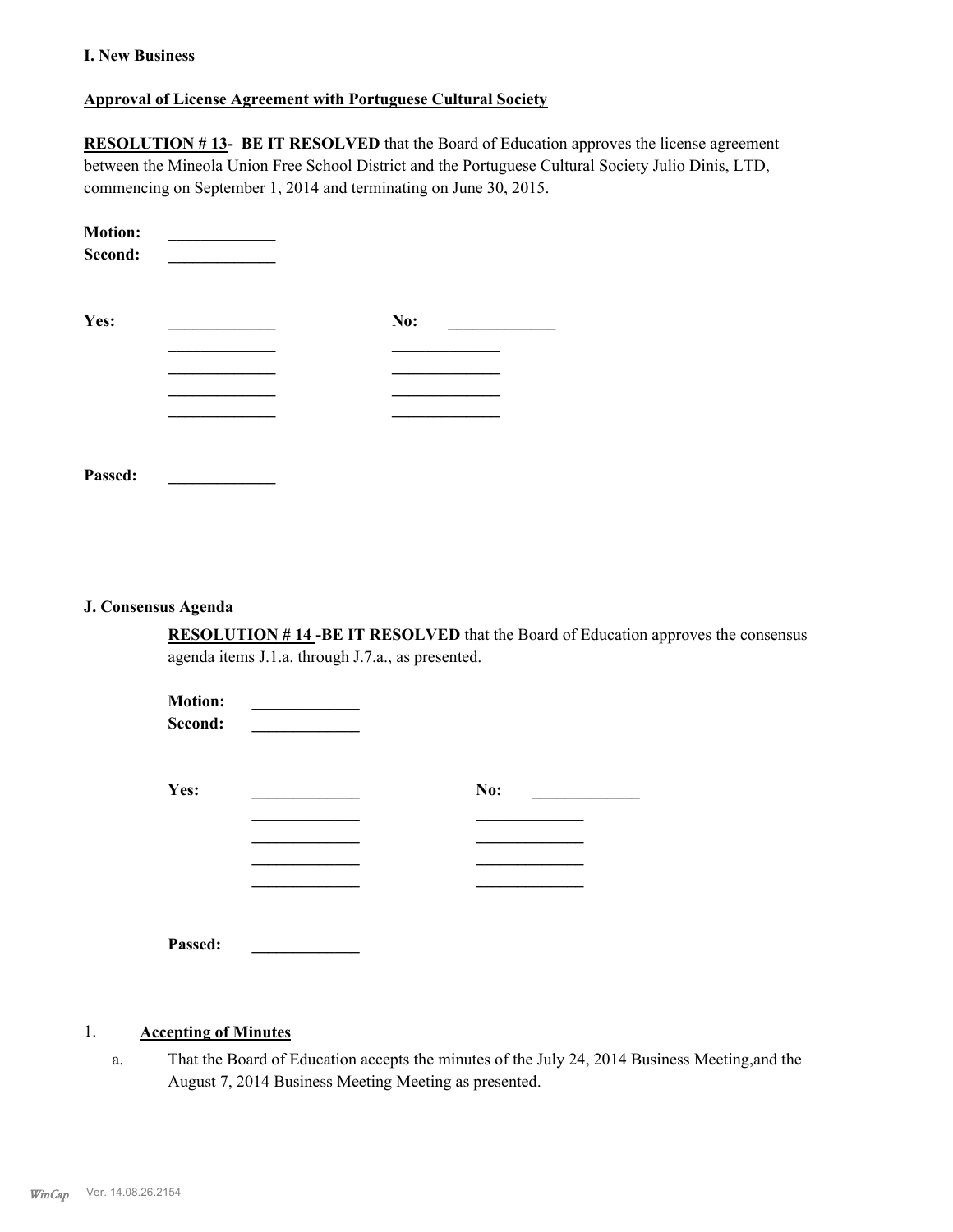**I. New Business**

**Approval of License Agreement with Portuguese Cultural Society**

**RESOLUTION # 13- BE IT RESOLVED** that the Board of Education approves the license agreement between the Mineola Union Free School District and the Portuguese Cultural Society Julio Dinis, LTD, commencing on September 1, 2014 and terminating on June 30, 2015.

**Motion:** _____________
**Second:** _____________

| **Yes:** | _____________ | **No:** | _____________ |
|---|---|---|---|
| | _____________ | | _____________ |
| | _____________ | | _____________ |
| | _____________ | | _____________ |
| | _____________ | | _____________ |

**Passed:** _____________

**J. Consensus Agenda**

**RESOLUTION # 14 -BE IT RESOLVED** that the Board of Education approves the consensus agenda items J.1.a. through J.7.a., as presented.

**Motion:** _____________
**Second:** _____________

| **Yes:** | _____________ | **No:** | _____________ |
|---|---|---|---|
| | _____________ | | _____________ |
| | _____________ | | _____________ |
| | _____________ | | _____________ |
| | _____________ | | _____________ |

**Passed:** _____________

1. **Accepting of Minutes**

   a. That the Board of Education accepts the minutes of the July 24, 2014 Business Meeting,and the August 7, 2014 Business Meeting Meeting as presented.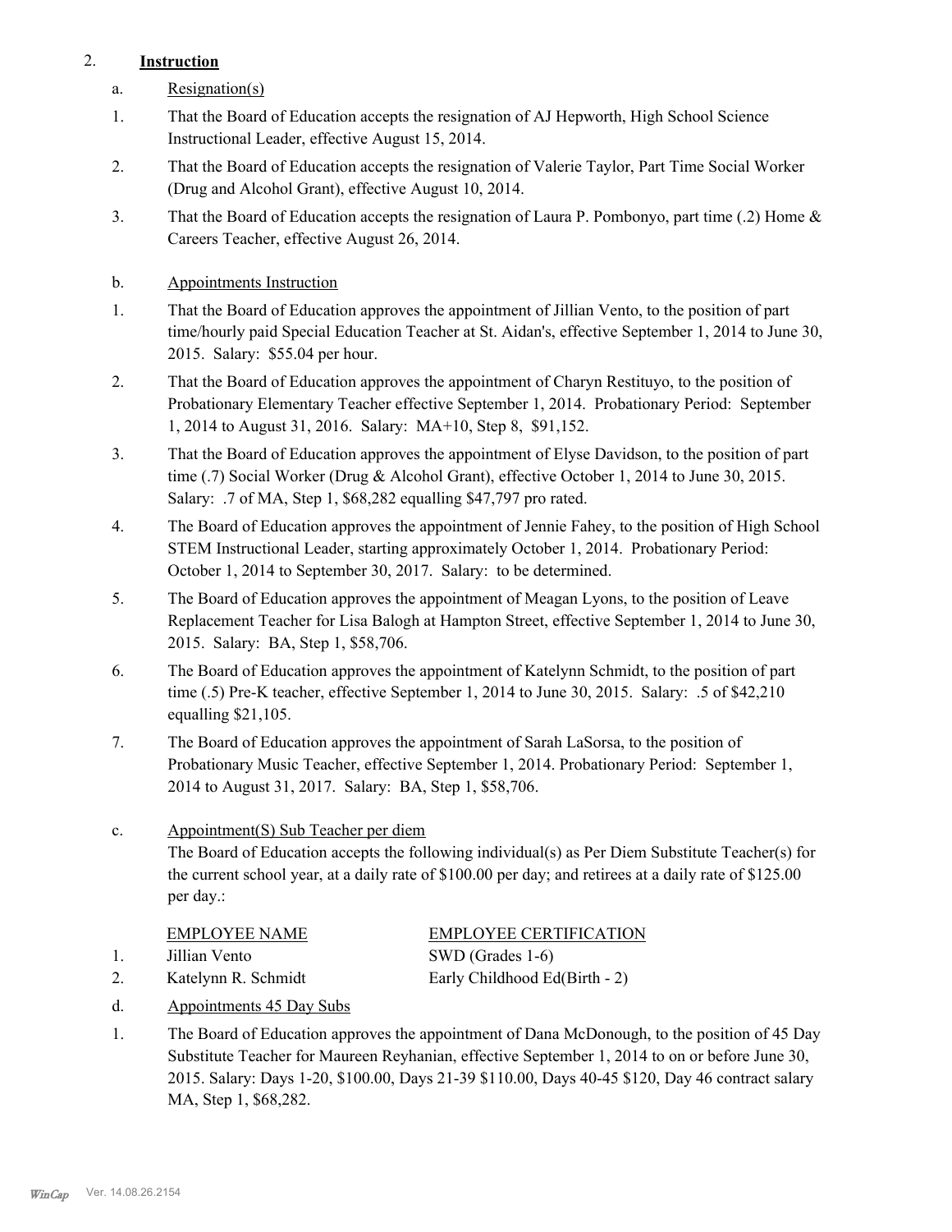2. **Instruction**

a. Resignation(s)

1. That the Board of Education accepts the resignation of AJ Hepworth, High School Science Instructional Leader, effective August 15, 2014.

2. That the Board of Education accepts the resignation of Valerie Taylor, Part Time Social Worker (Drug and Alcohol Grant), effective August 10, 2014.

3. That the Board of Education accepts the resignation of Laura P. Pombonyo, part time (.2) Home & Careers Teacher, effective August 26, 2014.

b. Appointments Instruction

1. That the Board of Education approves the appointment of Jillian Vento, to the position of part time/hourly paid Special Education Teacher at St. Aidan's, effective September 1, 2014 to June 30, 2015. Salary: $55.04 per hour.

2. That the Board of Education approves the appointment of Charyn Restituyo, to the position of Probationary Elementary Teacher effective September 1, 2014. Probationary Period: September 1, 2014 to August 31, 2016. Salary: MA+10, Step 8, $91,152.

3. That the Board of Education approves the appointment of Elyse Davidson, to the position of part time (.7) Social Worker (Drug & Alcohol Grant), effective October 1, 2014 to June 30, 2015. Salary: .7 of MA, Step 1, $68,282 equalling $47,797 pro rated.

4. The Board of Education approves the appointment of Jennie Fahey, to the position of High School STEM Instructional Leader, starting approximately October 1, 2014. Probationary Period: October 1, 2014 to September 30, 2017. Salary: to be determined.

5. The Board of Education approves the appointment of Meagan Lyons, to the position of Leave Replacement Teacher for Lisa Balogh at Hampton Street, effective September 1, 2014 to June 30, 2015. Salary: BA, Step 1, $58,706.

6. The Board of Education approves the appointment of Katelynn Schmidt, to the position of part time (.5) Pre-K teacher, effective September 1, 2014 to June 30, 2015. Salary: .5 of $42,210 equalling $21,105.

7. The Board of Education approves the appointment of Sarah LaSorsa, to the position of Probationary Music Teacher, effective September 1, 2014. Probationary Period: September 1, 2014 to August 31, 2017. Salary: BA, Step 1, $58,706.

c. Appointment(S) Sub Teacher per diem

The Board of Education accepts the following individual(s) as Per Diem Substitute Teacher(s) for the current school year, at a daily rate of $100.00 per day; and retirees at a daily rate of $125.00 per day.:

| | EMPLOYEE NAME | EMPLOYEE CERTIFICATION |
|---|---|---|
| 1. | Jillian Vento | SWD (Grades 1-6) |
| 2. | Katelynn R. Schmidt | Early Childhood Ed(Birth - 2) |

d. Appointments 45 Day Subs

1. The Board of Education approves the appointment of Dana McDonough, to the position of 45 Day Substitute Teacher for Maureen Reyhanian, effective September 1, 2014 to on or before June 30, 2015. Salary: Days 1-20, $100.00, Days 21-39 $110.00, Days 40-45 $120, Day 46 contract salary MA, Step 1, $68,282.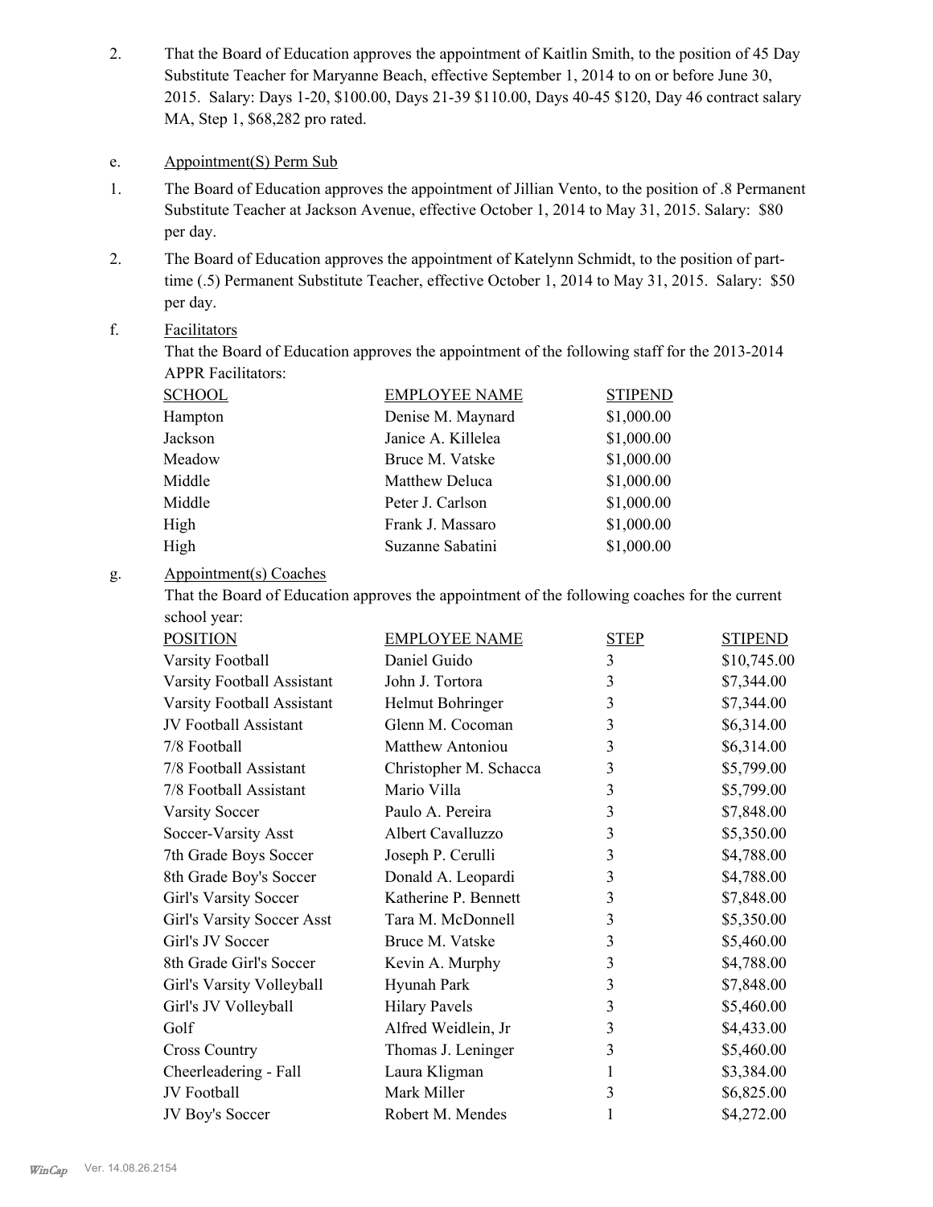2. That the Board of Education approves the appointment of Kaitlin Smith, to the position of 45 Day Substitute Teacher for Maryanne Beach, effective September 1, 2014 to on or before June 30, 2015. Salary: Days 1-20, $100.00, Days 21-39 $110.00, Days 40-45 $120, Day 46 contract salary MA, Step 1, $68,282 pro rated.

e. Appointment(S) Perm Sub

1. The Board of Education approves the appointment of Jillian Vento, to the position of .8 Permanent Substitute Teacher at Jackson Avenue, effective October 1, 2014 to May 31, 2015. Salary: $80 per day.

2. The Board of Education approves the appointment of Katelynn Schmidt, to the position of part-time (.5) Permanent Substitute Teacher, effective October 1, 2014 to May 31, 2015. Salary: $50 per day.

f. Facilitators

That the Board of Education approves the appointment of the following staff for the 2013-2014 APPR Facilitators:

| SCHOOL | EMPLOYEE NAME | STIPEND |
|---|---|---|
| Hampton | Denise M. Maynard | $1,000.00 |
| Jackson | Janice A. Killelea | $1,000.00 |
| Meadow | Bruce M. Vatske | $1,000.00 |
| Middle | Matthew Deluca | $1,000.00 |
| Middle | Peter J. Carlson | $1,000.00 |
| High | Frank J. Massaro | $1,000.00 |
| High | Suzanne Sabatini | $1,000.00 |

g. Appointment(s) Coaches

That the Board of Education approves the appointment of the following coaches for the current school year:

| POSITION | EMPLOYEE NAME | STEP | STIPEND |
|---|---|---|---|
| Varsity Football | Daniel Guido | 3 | $10,745.00 |
| Varsity Football Assistant | John J. Tortora | 3 | $7,344.00 |
| Varsity Football Assistant | Helmut Bohringer | 3 | $7,344.00 |
| JV Football Assistant | Glenn M. Cocoman | 3 | $6,314.00 |
| 7/8 Football | Matthew Antoniou | 3 | $6,314.00 |
| 7/8 Football Assistant | Christopher M. Schacca | 3 | $5,799.00 |
| 7/8 Football Assistant | Mario Villa | 3 | $5,799.00 |
| Varsity Soccer | Paulo A. Pereira | 3 | $7,848.00 |
| Soccer-Varsity Asst | Albert Cavalluzzo | 3 | $5,350.00 |
| 7th Grade Boys Soccer | Joseph P. Cerulli | 3 | $4,788.00 |
| 8th Grade Boy's Soccer | Donald A. Leopardi | 3 | $4,788.00 |
| Girl's Varsity Soccer | Katherine P. Bennett | 3 | $7,848.00 |
| Girl's Varsity Soccer Asst | Tara M. McDonnell | 3 | $5,350.00 |
| Girl's JV Soccer | Bruce M. Vatske | 3 | $5,460.00 |
| 8th Grade Girl's Soccer | Kevin A. Murphy | 3 | $4,788.00 |
| Girl's Varsity Volleyball | Hyunah Park | 3 | $7,848.00 |
| Girl's JV Volleyball | Hilary Pavels | 3 | $5,460.00 |
| Golf | Alfred Weidlein, Jr | 3 | $4,433.00 |
| Cross Country | Thomas J. Leninger | 3 | $5,460.00 |
| Cheerleadering - Fall | Laura Kligman | 1 | $3,384.00 |
| JV Football | Mark Miller | 3 | $6,825.00 |
| JV Boy's Soccer | Robert M. Mendes | 1 | $4,272.00 |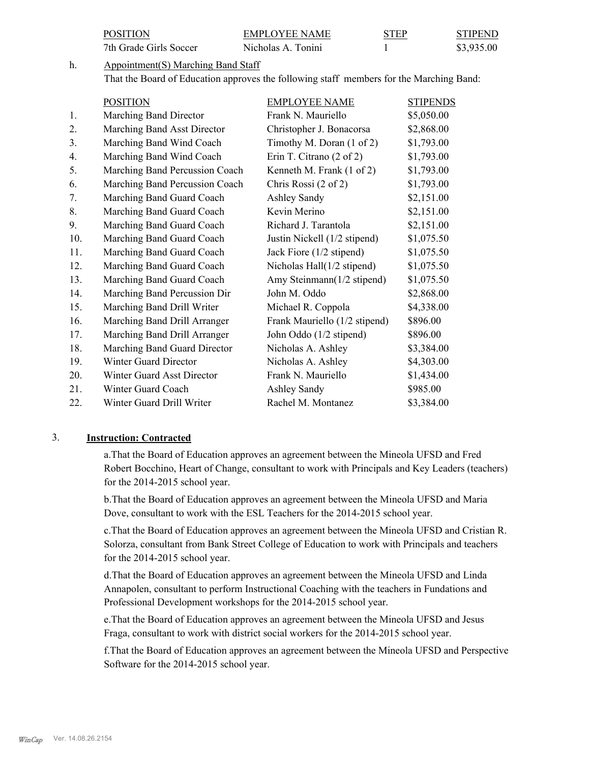| POSITION | EMPLOYEE NAME | STEP | STIPEND |
|---|---|---|---|
| 7th Grade Girls Soccer | Nicholas A. Tonini | 1 | $3,935.00 |

h. Appointment(S) Marching Band Staff

That the Board of Education approves the following staff members for the Marching Band:

| | POSITION | EMPLOYEE NAME | STIPENDS |
|---|---|---|---|
| 1. | Marching Band Director | Frank N. Mauriello | $5,050.00 |
| 2. | Marching Band Asst Director | Christopher J. Bonacorsa | $2,868.00 |
| 3. | Marching Band Wind Coach | Timothy M. Doran (1 of 2) | $1,793.00 |
| 4. | Marching Band Wind Coach | Erin T. Citrano (2 of 2) | $1,793.00 |
| 5. | Marching Band Percussion Coach | Kenneth M. Frank (1 of 2) | $1,793.00 |
| 6. | Marching Band Percussion Coach | Chris Rossi (2 of 2) | $1,793.00 |
| 7. | Marching Band Guard Coach | Ashley Sandy | $2,151.00 |
| 8. | Marching Band Guard Coach | Kevin Merino | $2,151.00 |
| 9. | Marching Band Guard Coach | Richard J. Tarantola | $2,151.00 |
| 10. | Marching Band Guard Coach | Justin Nickell (1/2 stipend) | $1,075.50 |
| 11. | Marching Band Guard Coach | Jack Fiore (1/2 stipend) | $1,075.50 |
| 12. | Marching Band Guard Coach | Nicholas Hall(1/2 stipend) | $1,075.50 |
| 13. | Marching Band Guard Coach | Amy Steinmann(1/2 stipend) | $1,075.50 |
| 14. | Marching Band Percussion Dir | John M. Oddo | $2,868.00 |
| 15. | Marching Band Drill Writer | Michael R. Coppola | $4,338.00 |
| 16. | Marching Band Drill Arranger | Frank Mauriello (1/2 stipend) | $896.00 |
| 17. | Marching Band Drill Arranger | John Oddo (1/2 stipend) | $896.00 |
| 18. | Marching Band Guard Director | Nicholas A. Ashley | $3,384.00 |
| 19. | Winter Guard Director | Nicholas A. Ashley | $4,303.00 |
| 20. | Winter Guard Asst Director | Frank N. Mauriello | $1,434.00 |
| 21. | Winter Guard Coach | Ashley Sandy | $985.00 |
| 22. | Winter Guard Drill Writer | Rachel M. Montanez | $3,384.00 |

3. **Instruction: Contracted**

a.That the Board of Education approves an agreement between the Mineola UFSD and Fred Robert Bocchino, Heart of Change, consultant to work with Principals and Key Leaders (teachers) for the 2014-2015 school year.

b.That the Board of Education approves an agreement between the Mineola UFSD and Maria Dove, consultant to work with the ESL Teachers for the 2014-2015 school year.

c.That the Board of Education approves an agreement between the Mineola UFSD and Cristian R. Solorza, consultant from Bank Street College of Education to work with Principals and teachers for the 2014-2015 school year.

d.That the Board of Education approves an agreement between the Mineola UFSD and Linda Annapolen, consultant to perform Instructional Coaching with the teachers in Fundations and Professional Development workshops for the 2014-2015 school year.

e.That the Board of Education approves an agreement between the Mineola UFSD and Jesus Fraga, consultant to work with district social workers for the 2014-2015 school year.

f.That the Board of Education approves an agreement between the Mineola UFSD and Perspective Software for the 2014-2015 school year.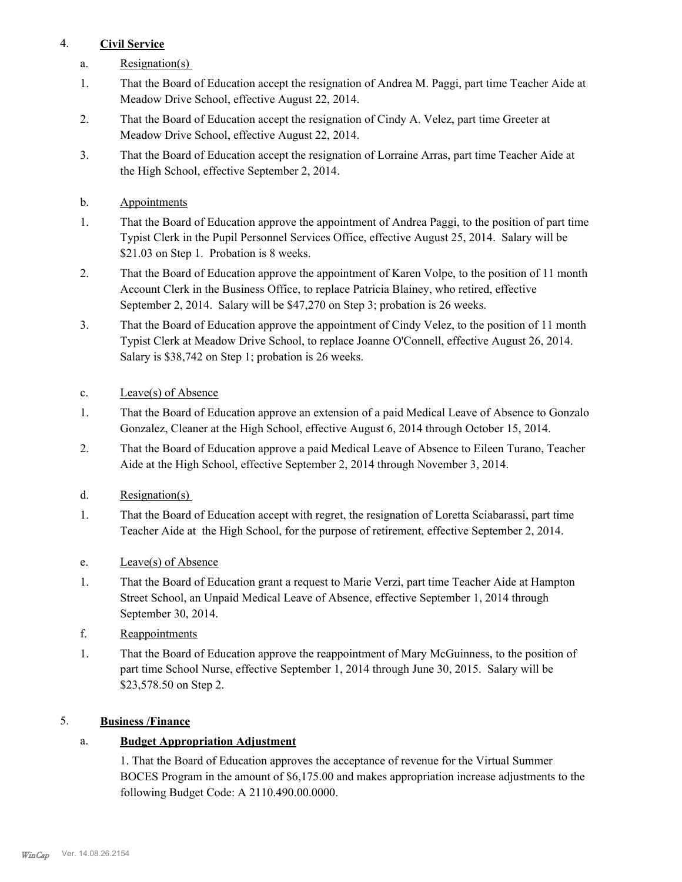4. **Civil Service**

a. Resignation(s)

1. That the Board of Education accept the resignation of Andrea M. Paggi, part time Teacher Aide at Meadow Drive School, effective August 22, 2014.
2. That the Board of Education accept the resignation of Cindy A. Velez, part time Greeter at Meadow Drive School, effective August 22, 2014.
3. That the Board of Education accept the resignation of Lorraine Arras, part time Teacher Aide at the High School, effective September 2, 2014.

b. Appointments

1. That the Board of Education approve the appointment of Andrea Paggi, to the position of part time Typist Clerk in the Pupil Personnel Services Office, effective August 25, 2014. Salary will be $21.03 on Step 1. Probation is 8 weeks.
2. That the Board of Education approve the appointment of Karen Volpe, to the position of 11 month Account Clerk in the Business Office, to replace Patricia Blainey, who retired, effective September 2, 2014. Salary will be $47,270 on Step 3; probation is 26 weeks.
3. That the Board of Education approve the appointment of Cindy Velez, to the position of 11 month Typist Clerk at Meadow Drive School, to replace Joanne O'Connell, effective August 26, 2014. Salary is $38,742 on Step 1; probation is 26 weeks.

c. Leave(s) of Absence

1. That the Board of Education approve an extension of a paid Medical Leave of Absence to Gonzalo Gonzalez, Cleaner at the High School, effective August 6, 2014 through October 15, 2014.
2. That the Board of Education approve a paid Medical Leave of Absence to Eileen Turano, Teacher Aide at the High School, effective September 2, 2014 through November 3, 2014.

d. Resignation(s)

1. That the Board of Education accept with regret, the resignation of Loretta Sciabarassi, part time Teacher Aide at the High School, for the purpose of retirement, effective September 2, 2014.

e. Leave(s) of Absence

1. That the Board of Education grant a request to Marie Verzi, part time Teacher Aide at Hampton Street School, an Unpaid Medical Leave of Absence, effective September 1, 2014 through September 30, 2014.

f. Reappointments

1. That the Board of Education approve the reappointment of Mary McGuinness, to the position of part time School Nurse, effective September 1, 2014 through June 30, 2015. Salary will be $23,578.50 on Step 2.

5. **Business /Finance**

a. **Budget Appropriation Adjustment**

1. That the Board of Education approves the acceptance of revenue for the Virtual Summer BOCES Program in the amount of $6,175.00 and makes appropriation increase adjustments to the following Budget Code: A 2110.490.00.0000.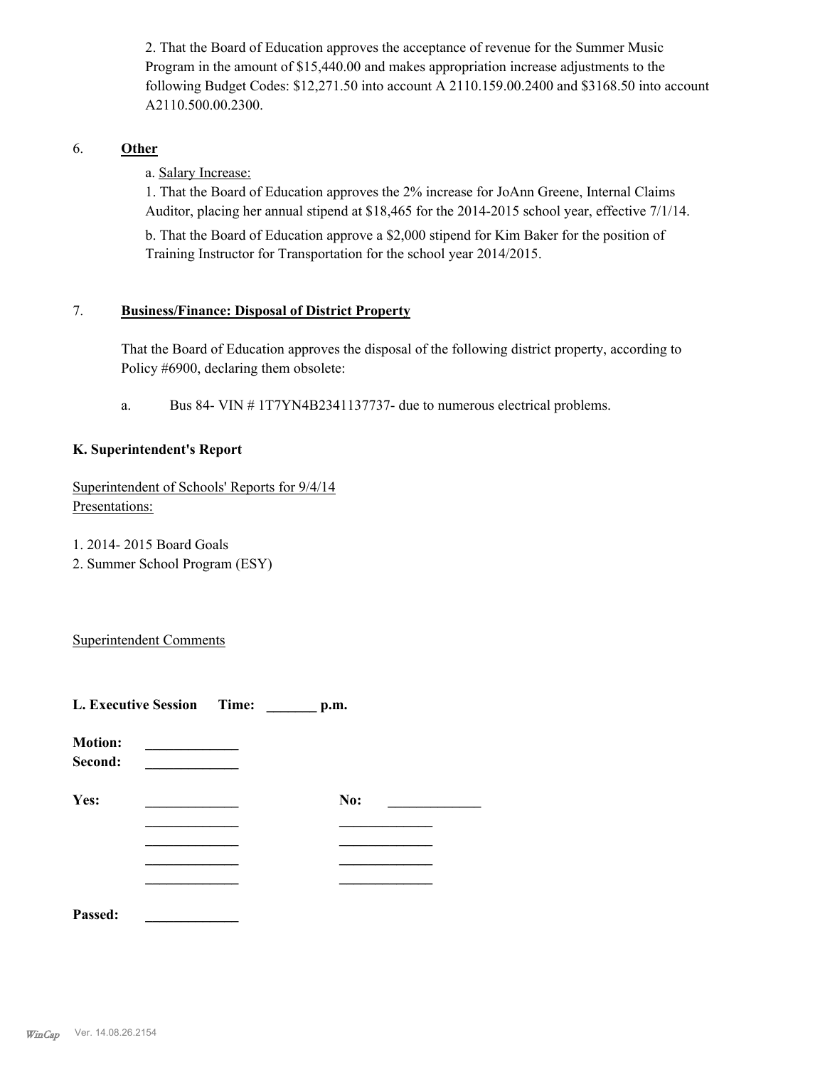2. That the Board of Education approves the acceptance of revenue for the Summer Music Program in the amount of $15,440.00 and makes appropriation increase adjustments to the following Budget Codes: $12,271.50 into account A 2110.159.00.2400 and $3168.50 into account A2110.500.00.2300.

6. **Other**

a. Salary Increase:

1. That the Board of Education approves the 2% increase for JoAnn Greene, Internal Claims Auditor, placing her annual stipend at $18,465 for the 2014-2015 school year, effective 7/1/14.

b. That the Board of Education approve a $2,000 stipend for Kim Baker for the position of Training Instructor for Transportation for the school year 2014/2015.

7. **Business/Finance: Disposal of District Property**

That the Board of Education approves the disposal of the following district property, according to Policy #6900, declaring them obsolete:

a. Bus 84- VIN # 1T7YN4B2341137737- due to numerous electrical problems.

**K. Superintendent's Report**

Superintendent of Schools' Reports for 9/4/14
Presentations:

1. 2014- 2015 Board Goals
2. Summer School Program (ESY)

Superintendent Comments

**L. Executive Session Time: _______ p.m.**

**Motion:** _____________
**Second:** _____________

**Yes:** _____________ **No:** _____________
_____________ _____________
_____________ _____________
_____________ _____________
_____________ _____________

**Passed:** _____________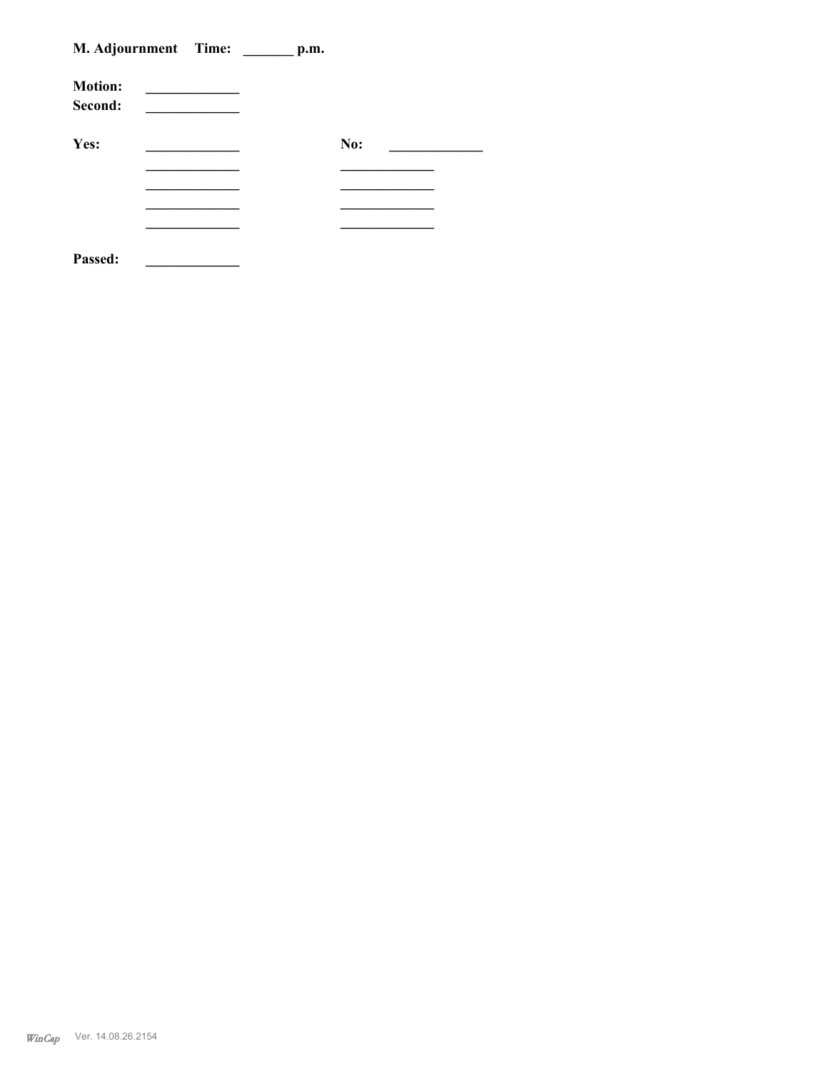**M. Adjournment Time: _______ p.m.**

**Motion:** _____________
**Second:** _____________

| | | | |
|---|---|---|---|
| **Yes:** | _____________ | **No:** | _____________ |
| | _____________ | | _____________ |
| | _____________ | | _____________ |
| | _____________ | | _____________ |
| | _____________ | | _____________ |

**Passed:** _____________